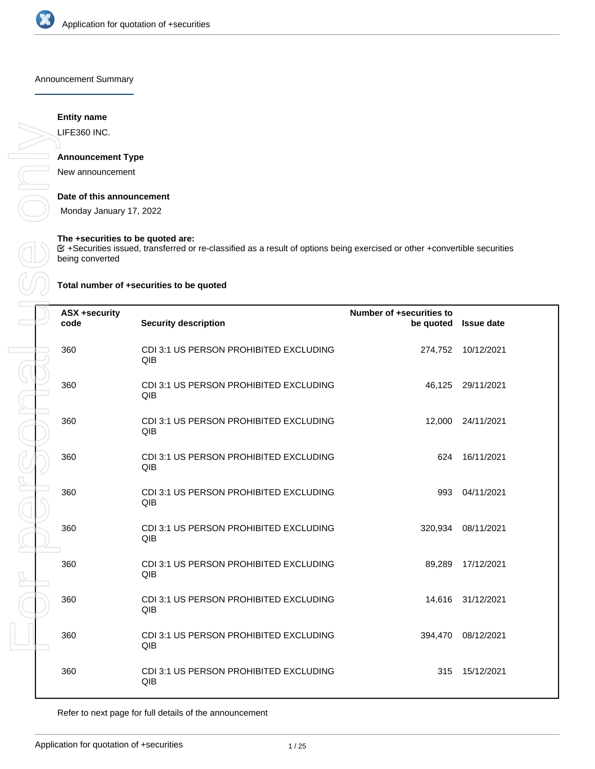Application for quotation of +securities

## Announcement Summary

**Entity name**

LIFE360 INC.

**Announcement Type**

New announcement

**Date of this announcement**

Monday January 17, 2022

**The +securities to be quoted are:**

☑ +Securities issued, transferred or re-classified as a result of options being exercised or other +convertible securities being converted

**Total number of +securities to be quoted**

| ASX +security code | Security description | Number of +securities to be quoted | Issue date |
|---|---|---|---|
| 360 | CDI 3:1 US PERSON PROHIBITED EXCLUDING QIB | 274,752 | 10/12/2021 |
| 360 | CDI 3:1 US PERSON PROHIBITED EXCLUDING QIB | 46,125 | 29/11/2021 |
| 360 | CDI 3:1 US PERSON PROHIBITED EXCLUDING QIB | 12,000 | 24/11/2021 |
| 360 | CDI 3:1 US PERSON PROHIBITED EXCLUDING QIB | 624 | 16/11/2021 |
| 360 | CDI 3:1 US PERSON PROHIBITED EXCLUDING QIB | 993 | 04/11/2021 |
| 360 | CDI 3:1 US PERSON PROHIBITED EXCLUDING QIB | 320,934 | 08/11/2021 |
| 360 | CDI 3:1 US PERSON PROHIBITED EXCLUDING QIB | 89,289 | 17/12/2021 |
| 360 | CDI 3:1 US PERSON PROHIBITED EXCLUDING QIB | 14,616 | 31/12/2021 |
| 360 | CDI 3:1 US PERSON PROHIBITED EXCLUDING QIB | 394,470 | 08/12/2021 |
| 360 | CDI 3:1 US PERSON PROHIBITED EXCLUDING QIB | 315 | 15/12/2021 |

Refer to next page for full details of the announcement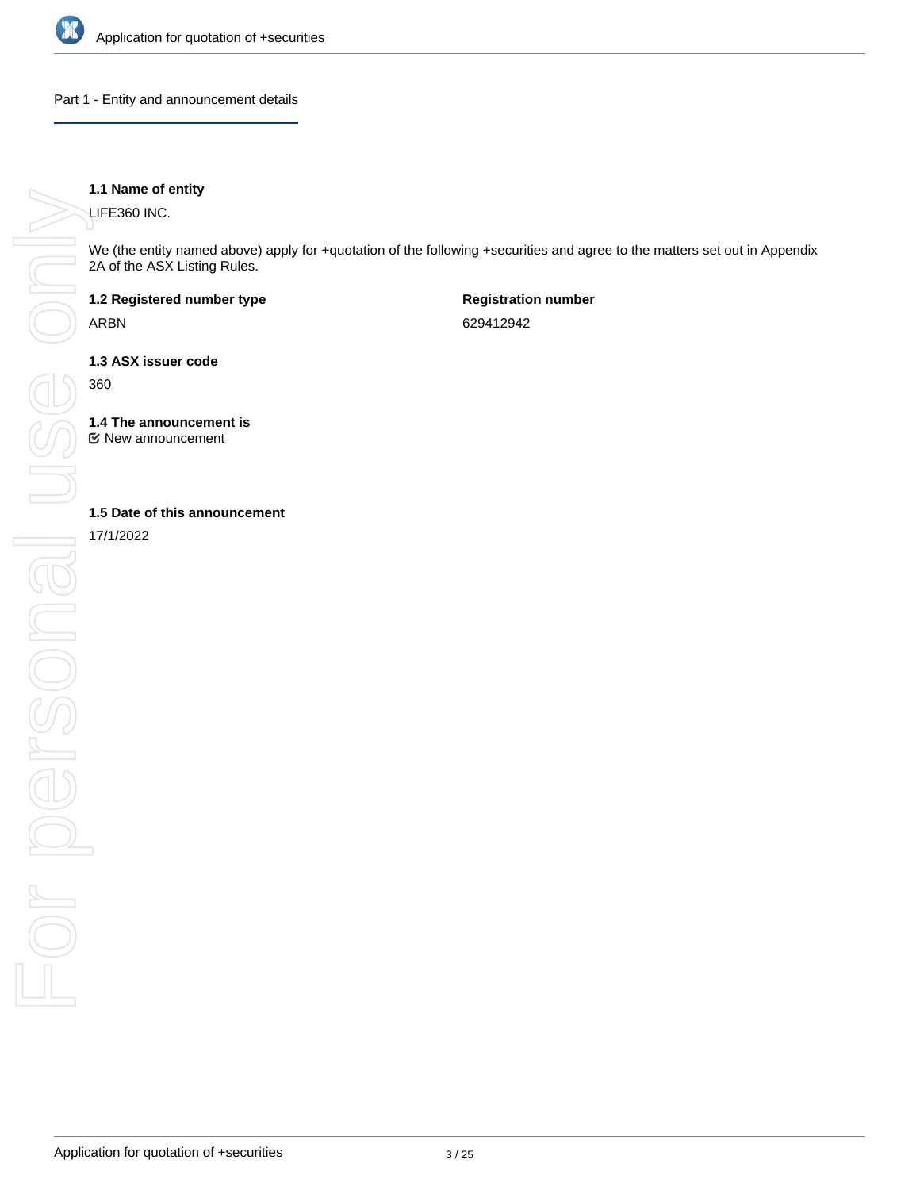## Part 1 - Entity and announcement details

**1.1 Name of entity**

LIFE360 INC.

We (the entity named above) apply for +quotation of the following +securities and agree to the matters set out in Appendix 2A of the ASX Listing Rules.

| **1.2 Registered number type** | **Registration number** |
| --- | --- |
| ARBN | 629412942 |

**1.3 ASX issuer code**

360

**1.4 The announcement is**

☑ New announcement

**1.5 Date of this announcement**

17/1/2022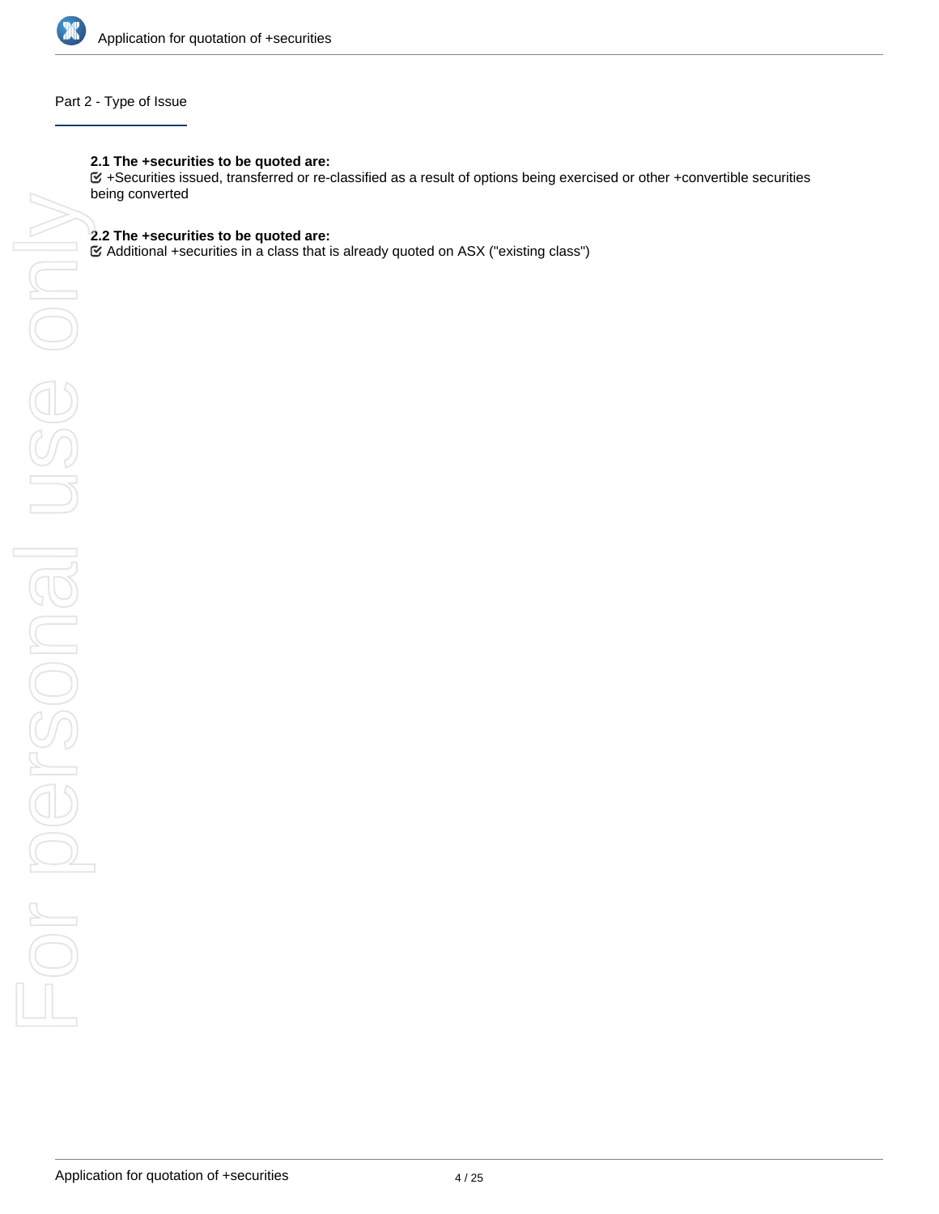## Part 2 - Type of Issue

**2.1 The +securities to be quoted are:**

☑ +Securities issued, transferred or re-classified as a result of options being exercised or other +convertible securities being converted

**2.2 The +securities to be quoted are:**

☑ Additional +securities in a class that is already quoted on ASX ("existing class")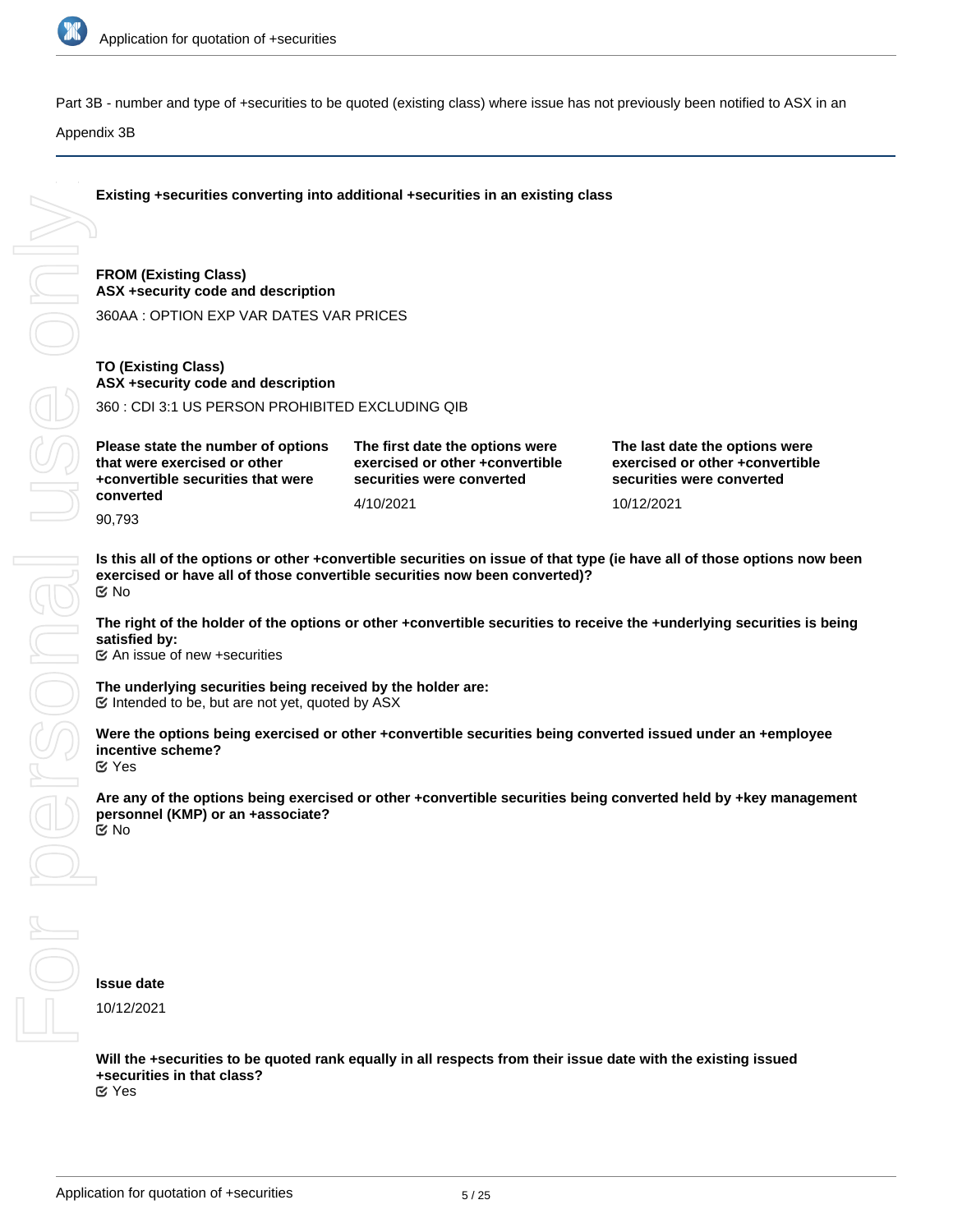Part 3B - number and type of +securities to be quoted (existing class) where issue has not previously been notified to ASX in an Appendix 3B

**Existing +securities converting into additional +securities in an existing class**

**FROM (Existing Class)**
**ASX +security code and description**

360AA : OPTION EXP VAR DATES VAR PRICES

**TO (Existing Class)**
**ASX +security code and description**

360 : CDI 3:1 US PERSON PROHIBITED EXCLUDING QIB

| Please state the number of options that were exercised or other +convertible securities that were converted | The first date the options were exercised or other +convertible securities were converted | The last date the options were exercised or other +convertible securities were converted |
|---|---|---|
| 90,793 | 4/10/2021 | 10/12/2021 |

**Is this all of the options or other +convertible securities on issue of that type (ie have all of those options now been exercised or have all of those convertible securities now been converted)?**
☑ No

**The right of the holder of the options or other +convertible securities to receive the +underlying securities is being satisfied by:**
☑ An issue of new +securities

**The underlying securities being received by the holder are:**
☑ Intended to be, but are not yet, quoted by ASX

**Were the options being exercised or other +convertible securities being converted issued under an +employee incentive scheme?**
☑ Yes

**Are any of the options being exercised or other +convertible securities being converted held by +key management personnel (KMP) or an +associate?**
☑ No

**Issue date**

10/12/2021

**Will the +securities to be quoted rank equally in all respects from their issue date with the existing issued +securities in that class?**
☑ Yes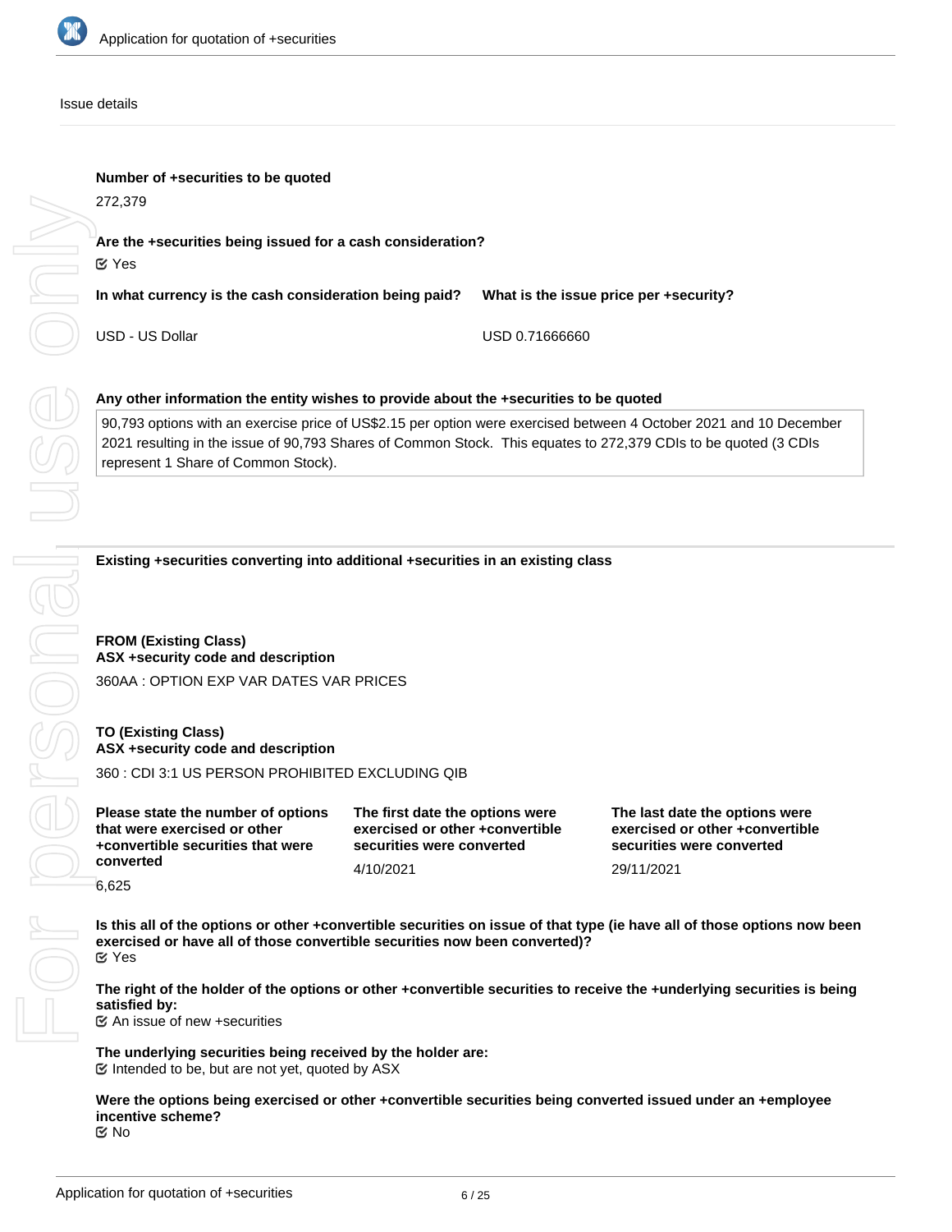Issue details

**Number of +securities to be quoted**

272,379

**Are the +securities being issued for a cash consideration?**

☑ Yes

| In what currency is the cash consideration being paid? | What is the issue price per +security? |
|---|---|
| USD - US Dollar | USD 0.71666660 |

**Any other information the entity wishes to provide about the +securities to be quoted**

90,793 options with an exercise price of US$2.15 per option were exercised between 4 October 2021 and 10 December 2021 resulting in the issue of 90,793 Shares of Common Stock. This equates to 272,379 CDIs to be quoted (3 CDIs represent 1 Share of Common Stock).

**Existing +securities converting into additional +securities in an existing class**

**FROM (Existing Class)**
**ASX +security code and description**

360AA : OPTION EXP VAR DATES VAR PRICES

**TO (Existing Class)**
**ASX +security code and description**

360 : CDI 3:1 US PERSON PROHIBITED EXCLUDING QIB

| Please state the number of options that were exercised or other +convertible securities that were converted | The first date the options were exercised or other +convertible securities were converted | The last date the options were exercised or other +convertible securities were converted |
|---|---|---|
| 6,625 | 4/10/2021 | 29/11/2021 |

**Is this all of the options or other +convertible securities on issue of that type (ie have all of those options now been exercised or have all of those convertible securities now been converted)?**

☑ Yes

**The right of the holder of the options or other +convertible securities to receive the +underlying securities is being satisfied by:**

☑ An issue of new +securities

**The underlying securities being received by the holder are:**

☑ Intended to be, but are not yet, quoted by ASX

**Were the options being exercised or other +convertible securities being converted issued under an +employee incentive scheme?**

☑ No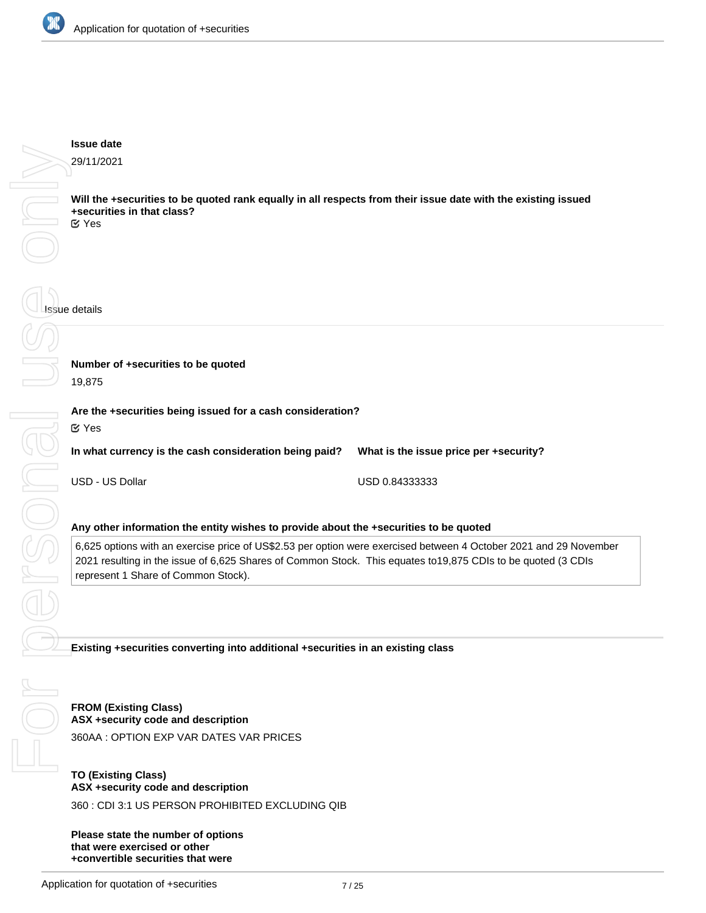**Issue date**

29/11/2021

**Will the +securities to be quoted rank equally in all respects from their issue date with the existing issued +securities in that class?**

☑ Yes

Issue details

**Number of +securities to be quoted**

19,875

**Are the +securities being issued for a cash consideration?**

☑ Yes

| In what currency is the cash consideration being paid? | What is the issue price per +security? |
|---|---|
| USD - US Dollar | USD 0.84333333 |

**Any other information the entity wishes to provide about the +securities to be quoted**

6,625 options with an exercise price of US$2.53 per option were exercised between 4 October 2021 and 29 November 2021 resulting in the issue of 6,625 Shares of Common Stock. This equates to19,875 CDIs to be quoted (3 CDIs represent 1 Share of Common Stock).

**Existing +securities converting into additional +securities in an existing class**

**FROM (Existing Class)**
**ASX +security code and description**

360AA : OPTION EXP VAR DATES VAR PRICES

**TO (Existing Class)**
**ASX +security code and description**

360 : CDI 3:1 US PERSON PROHIBITED EXCLUDING QIB

**Please state the number of options that were exercised or other +convertible securities that were**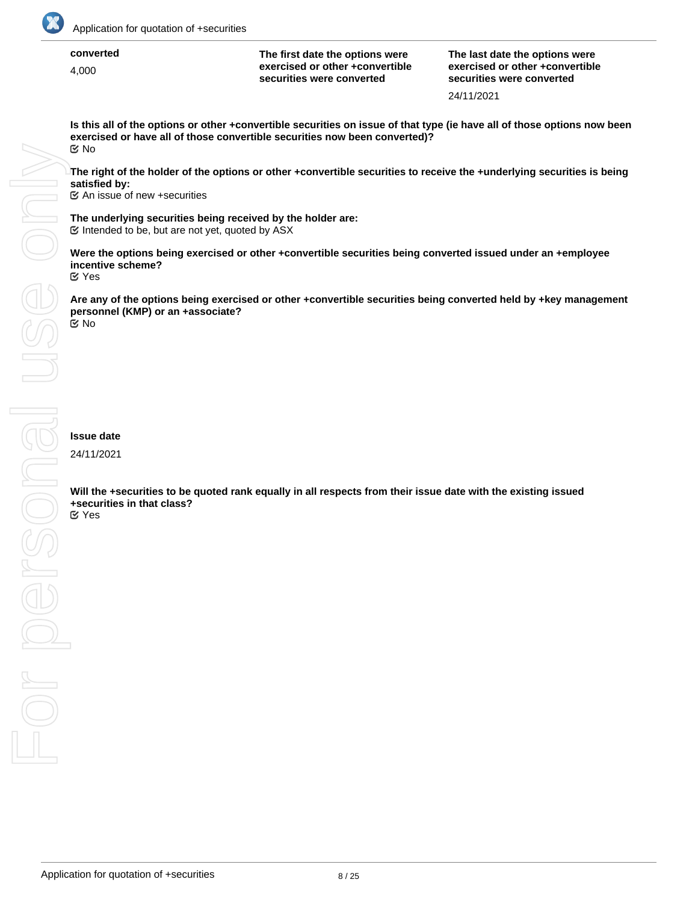| converted | The first date the options were exercised or other +convertible securities were converted | The last date the options were exercised or other +convertible securities were converted |
|---|---|---|
| 4,000 | | 24/11/2021 |

**Is this all of the options or other +convertible securities on issue of that type (ie have all of those options now been exercised or have all of those convertible securities now been converted)?**
☑ No

**The right of the holder of the options or other +convertible securities to receive the +underlying securities is being satisfied by:**
☑ An issue of new +securities

**The underlying securities being received by the holder are:**
☑ Intended to be, but are not yet, quoted by ASX

**Were the options being exercised or other +convertible securities being converted issued under an +employee incentive scheme?**
☑ Yes

**Are any of the options being exercised or other +convertible securities being converted held by +key management personnel (KMP) or an +associate?**
☑ No

**Issue date**

24/11/2021

**Will the +securities to be quoted rank equally in all respects from their issue date with the existing issued +securities in that class?**
☑ Yes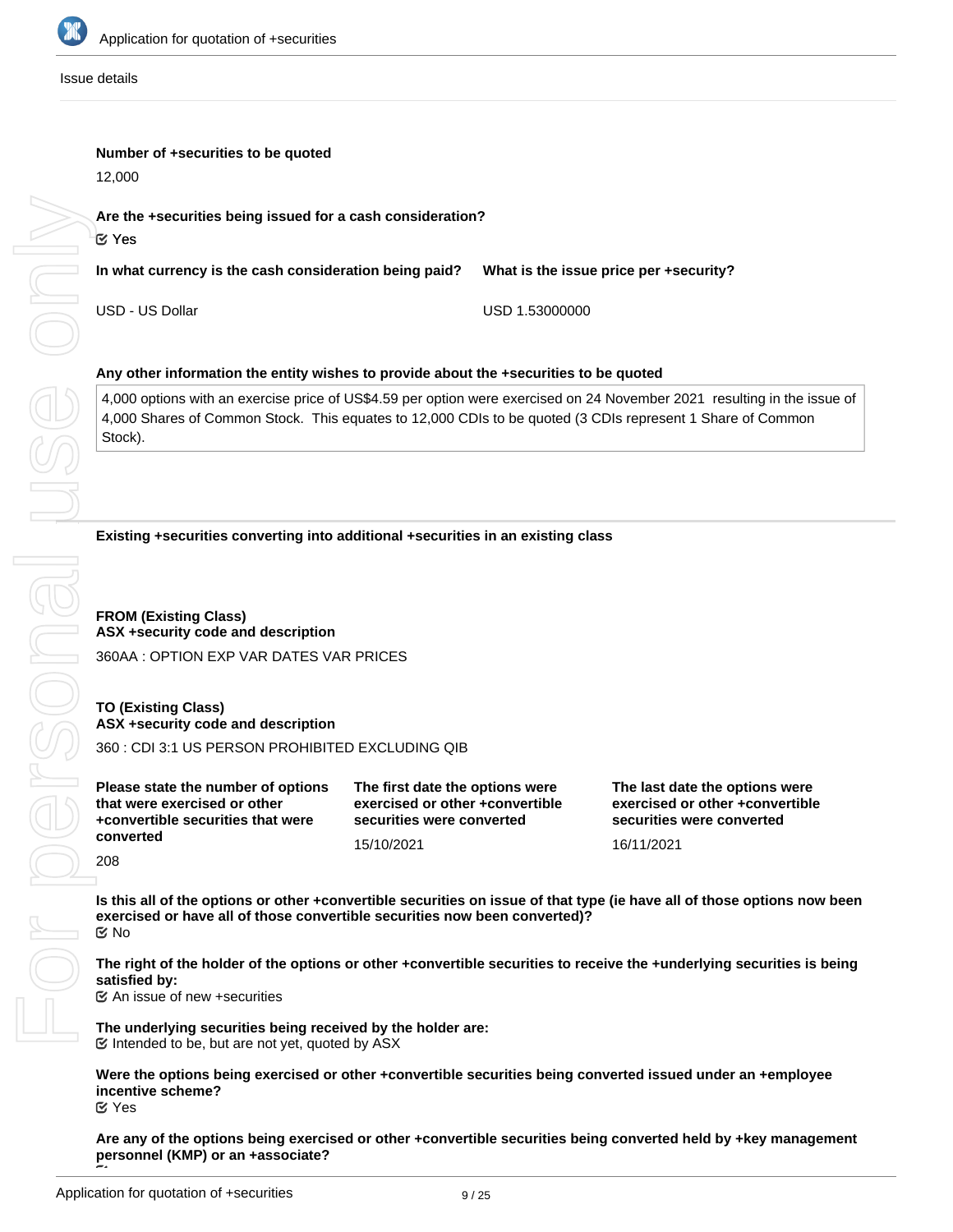Issue details

**Number of +securities to be quoted**

12,000

**Are the +securities being issued for a cash consideration?**

☑ Yes

**In what currency is the cash consideration being paid?**

USD - US Dollar

**What is the issue price per +security?**

USD 1.53000000

**Any other information the entity wishes to provide about the +securities to be quoted**

4,000 options with an exercise price of US$4.59 per option were exercised on 24 November 2021 resulting in the issue of 4,000 Shares of Common Stock. This equates to 12,000 CDIs to be quoted (3 CDIs represent 1 Share of Common Stock).

**Existing +securities converting into additional +securities in an existing class**

**FROM (Existing Class)**
**ASX +security code and description**

360AA : OPTION EXP VAR DATES VAR PRICES

**TO (Existing Class)**
**ASX +security code and description**

360 : CDI 3:1 US PERSON PROHIBITED EXCLUDING QIB

**Please state the number of options that were exercised or other +convertible securities that were converted**

208

**The first date the options were exercised or other +convertible securities were converted**

15/10/2021

**The last date the options were exercised or other +convertible securities were converted**

16/11/2021

**Is this all of the options or other +convertible securities on issue of that type (ie have all of those options now been exercised or have all of those convertible securities now been converted)?**

☑ No

**The right of the holder of the options or other +convertible securities to receive the +underlying securities is being satisfied by:**

☑ An issue of new +securities

**The underlying securities being received by the holder are:**

☑ Intended to be, but are not yet, quoted by ASX

**Were the options being exercised or other +convertible securities being converted issued under an +employee incentive scheme?**

☑ Yes

**Are any of the options being exercised or other +convertible securities being converted held by +key management personnel (KMP) or an +associate?**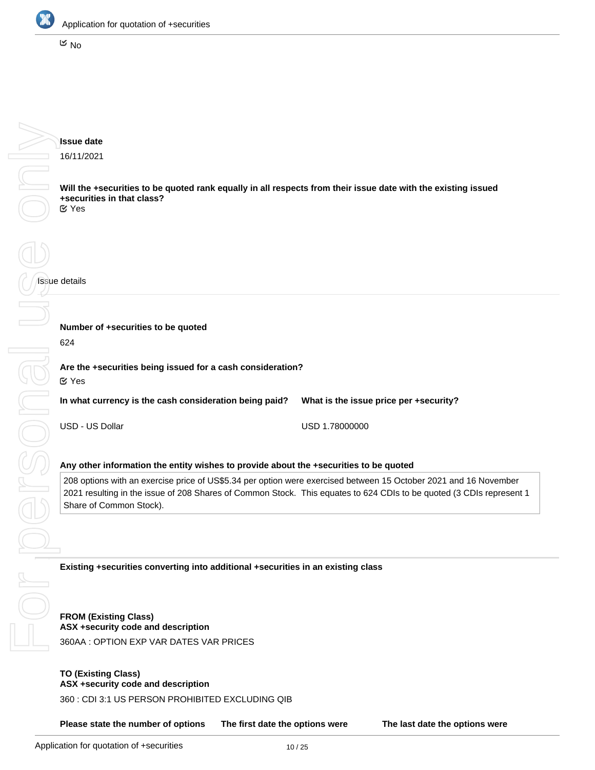☑ No

**Issue date**

16/11/2021

**Will the +securities to be quoted rank equally in all respects from their issue date with the existing issued +securities in that class?**

☑ Yes

Issue details

**Number of +securities to be quoted**

624

**Are the +securities being issued for a cash consideration?**

☑ Yes

| In what currency is the cash consideration being paid? | What is the issue price per +security? |
|---|---|
| USD - US Dollar | USD 1.78000000 |

**Any other information the entity wishes to provide about the +securities to be quoted**

208 options with an exercise price of US$5.34 per option were exercised between 15 October 2021 and 16 November 2021 resulting in the issue of 208 Shares of Common Stock. This equates to 624 CDIs to be quoted (3 CDIs represent 1 Share of Common Stock).

**Existing +securities converting into additional +securities in an existing class**

**FROM (Existing Class)**
**ASX +security code and description**

360AA : OPTION EXP VAR DATES VAR PRICES

**TO (Existing Class)**
**ASX +security code and description**

360 : CDI 3:1 US PERSON PROHIBITED EXCLUDING QIB

| Please state the number of options | The first date the options were | The last date the options were |
|---|---|---|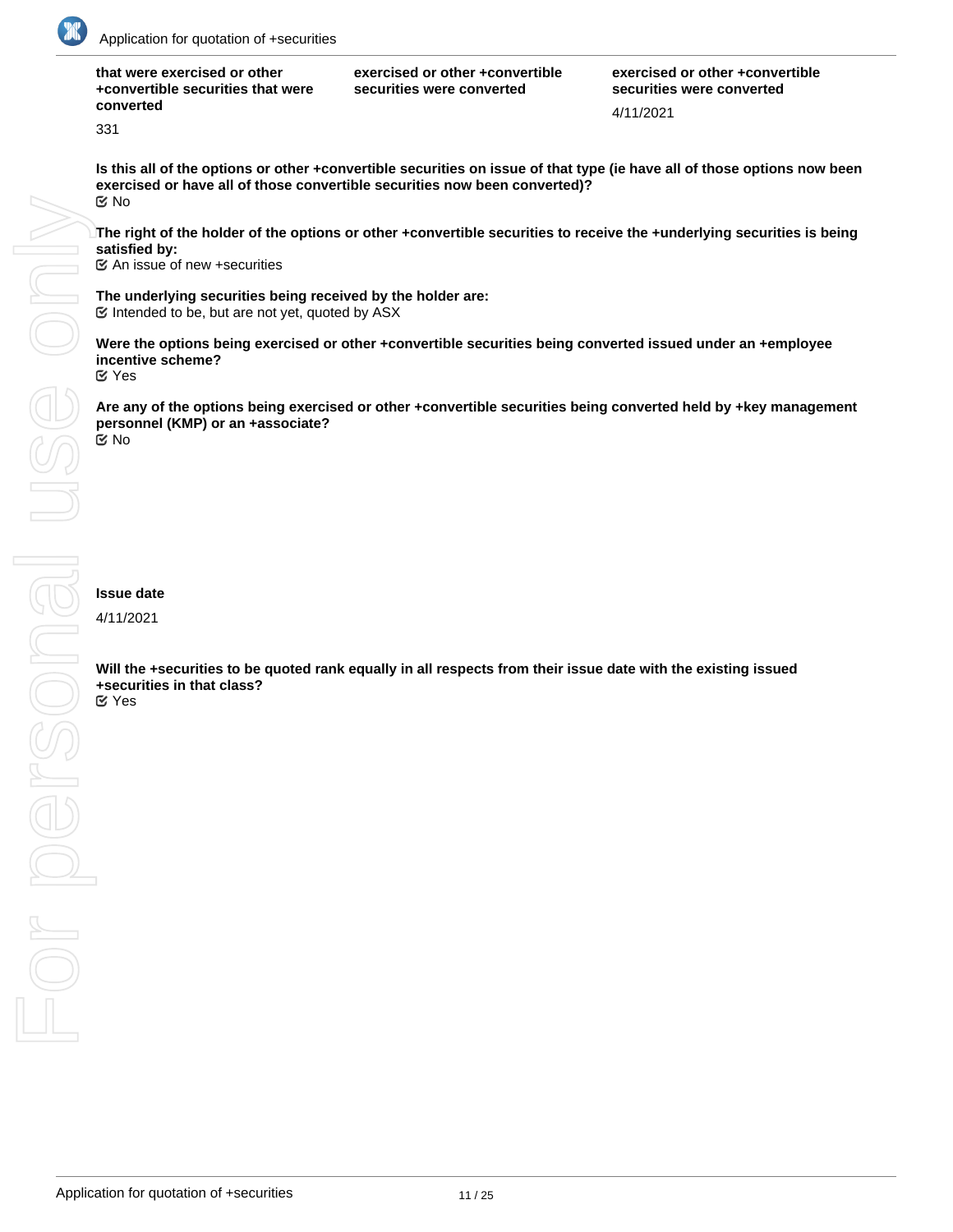| that were exercised or other +convertible securities that were converted | exercised or other +convertible securities were converted | exercised or other +convertible securities were converted |
|---|---|---|
| 331 | | 4/11/2021 |

**Is this all of the options or other +convertible securities on issue of that type (ie have all of those options now been exercised or have all of those convertible securities now been converted)?**
No

**The right of the holder of the options or other +convertible securities to receive the +underlying securities is being satisfied by:**
An issue of new +securities

**The underlying securities being received by the holder are:**
Intended to be, but are not yet, quoted by ASX

**Were the options being exercised or other +convertible securities being converted issued under an +employee incentive scheme?**
Yes

**Are any of the options being exercised or other +convertible securities being converted held by +key management personnel (KMP) or an +associate?**
No

**Issue date**

4/11/2021

**Will the +securities to be quoted rank equally in all respects from their issue date with the existing issued +securities in that class?**
Yes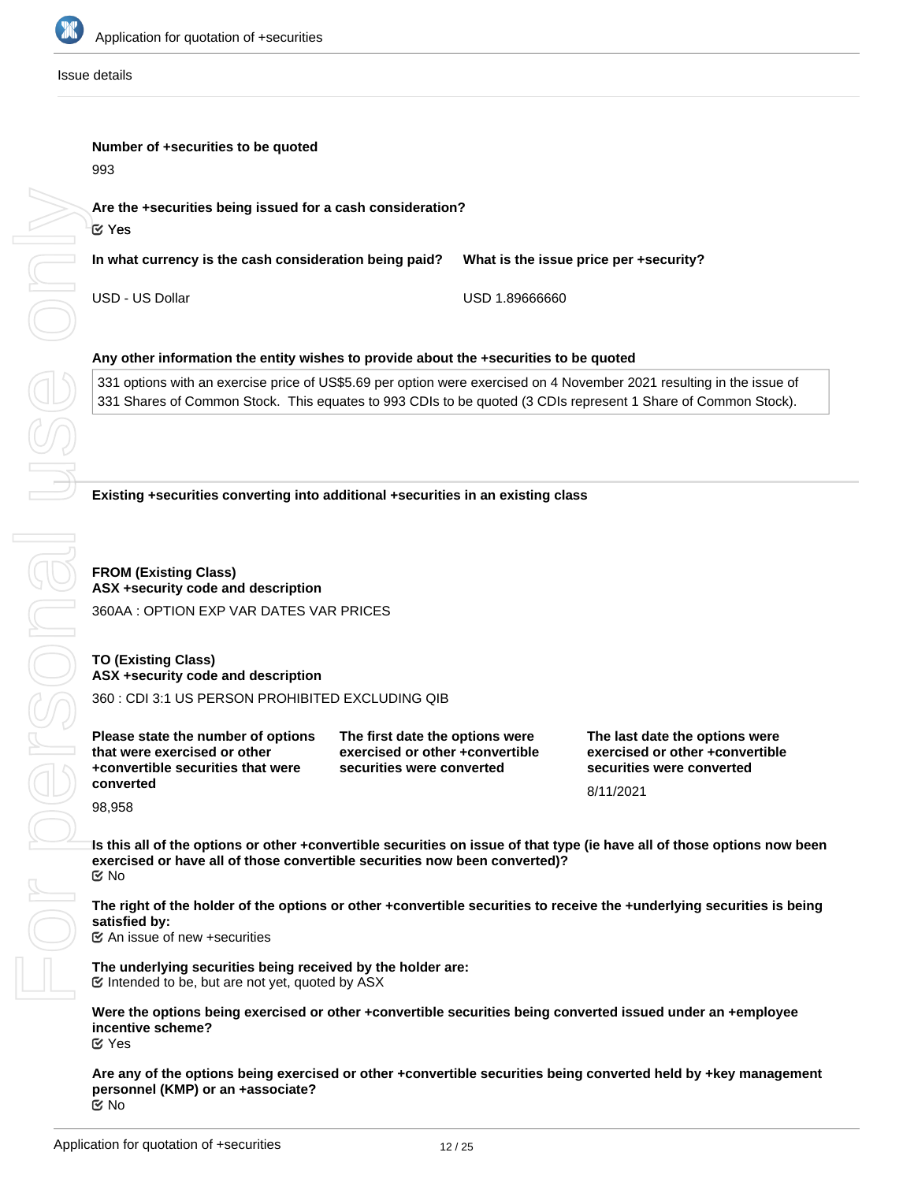Issue details

**Number of +securities to be quoted**

993

**Are the +securities being issued for a cash consideration?**

☑ Yes

**In what currency is the cash consideration being paid?**

USD - US Dollar

**What is the issue price per +security?**

USD 1.89666660

**Any other information the entity wishes to provide about the +securities to be quoted**

331 options with an exercise price of US$5.69 per option were exercised on 4 November 2021 resulting in the issue of 331 Shares of Common Stock. This equates to 993 CDIs to be quoted (3 CDIs represent 1 Share of Common Stock).

**Existing +securities converting into additional +securities in an existing class**

**FROM (Existing Class)**
**ASX +security code and description**

360AA : OPTION EXP VAR DATES VAR PRICES

**TO (Existing Class)**
**ASX +security code and description**

360 : CDI 3:1 US PERSON PROHIBITED EXCLUDING QIB

**Please state the number of options that were exercised or other +convertible securities that were converted**

98,958

**The first date the options were exercised or other +convertible securities were converted**

**The last date the options were exercised or other +convertible securities were converted**

8/11/2021

**Is this all of the options or other +convertible securities on issue of that type (ie have all of those options now been exercised or have all of those convertible securities now been converted)?**

☑ No

**The right of the holder of the options or other +convertible securities to receive the +underlying securities is being satisfied by:**

☑ An issue of new +securities

**The underlying securities being received by the holder are:**

☑ Intended to be, but are not yet, quoted by ASX

**Were the options being exercised or other +convertible securities being converted issued under an +employee incentive scheme?**

☑ Yes

**Are any of the options being exercised or other +convertible securities being converted held by +key management personnel (KMP) or an +associate?**

☑ No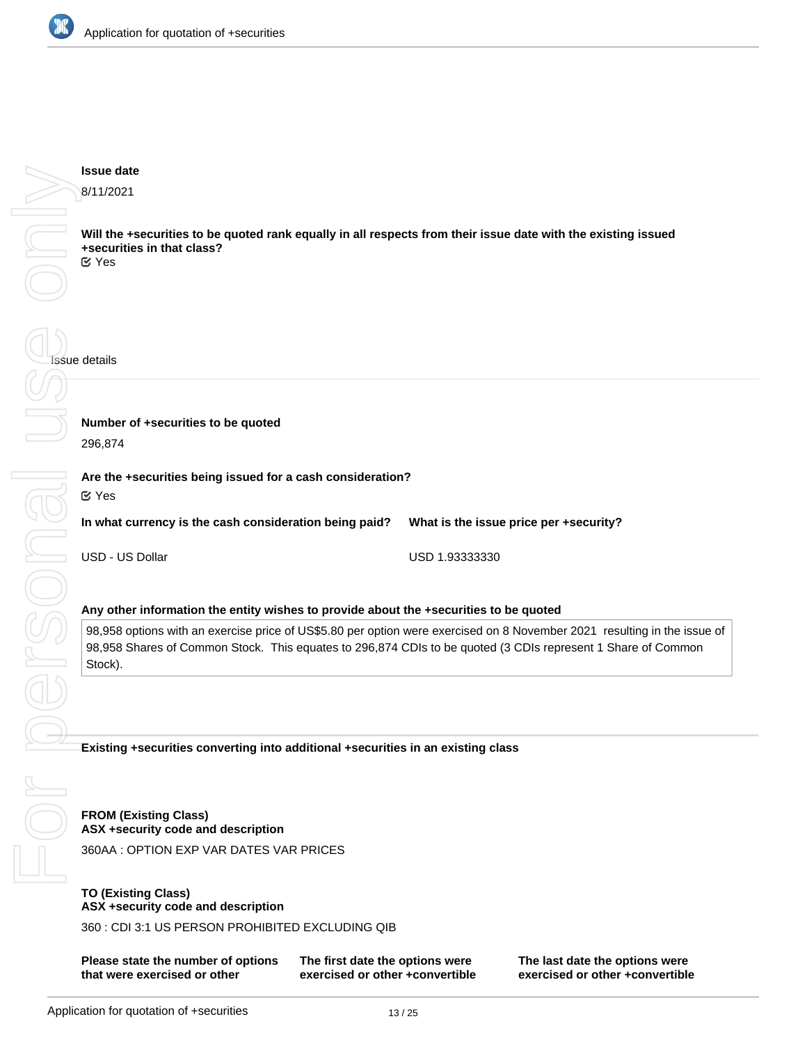**Issue date**

8/11/2021

**Will the +securities to be quoted rank equally in all respects from their issue date with the existing issued +securities in that class?**

☑ Yes

Issue details

**Number of +securities to be quoted**

296,874

**Are the +securities being issued for a cash consideration?**

☑ Yes

| In what currency is the cash consideration being paid? | What is the issue price per +security? |
|---|---|
| USD - US Dollar | USD 1.93333330 |

**Any other information the entity wishes to provide about the +securities to be quoted**

98,958 options with an exercise price of US$5.80 per option were exercised on 8 November 2021 resulting in the issue of 98,958 Shares of Common Stock. This equates to 296,874 CDIs to be quoted (3 CDIs represent 1 Share of Common Stock).

**Existing +securities converting into additional +securities in an existing class**

**FROM (Existing Class)**
**ASX +security code and description**

360AA : OPTION EXP VAR DATES VAR PRICES

**TO (Existing Class)**
**ASX +security code and description**

360 : CDI 3:1 US PERSON PROHIBITED EXCLUDING QIB

| Please state the number of options that were exercised or other | The first date the options were exercised or other +convertible | The last date the options were exercised or other +convertible |
|---|---|---|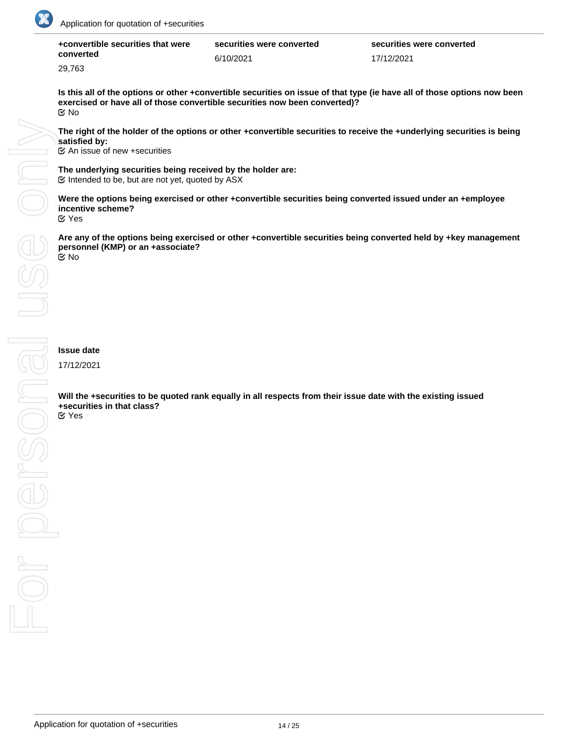| +convertible securities that were converted | securities were converted | securities were converted |
|---|---|---|
| 29,763 | 6/10/2021 | 17/12/2021 |

**Is this all of the options or other +convertible securities on issue of that type (ie have all of those options now been exercised or have all of those convertible securities now been converted)?**
☑ No

**The right of the holder of the options or other +convertible securities to receive the +underlying securities is being satisfied by:**
☑ An issue of new +securities

**The underlying securities being received by the holder are:**
☑ Intended to be, but are not yet, quoted by ASX

**Were the options being exercised or other +convertible securities being converted issued under an +employee incentive scheme?**
☑ Yes

**Are any of the options being exercised or other +convertible securities being converted held by +key management personnel (KMP) or an +associate?**
☑ No

**Issue date**

17/12/2021

**Will the +securities to be quoted rank equally in all respects from their issue date with the existing issued +securities in that class?**
☑ Yes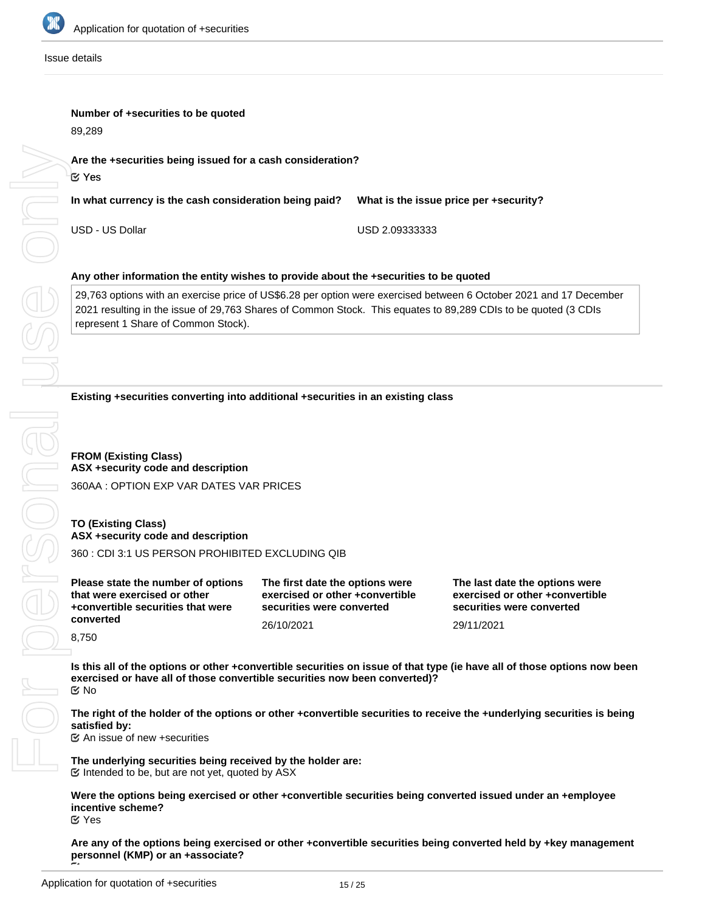Issue details

**Number of +securities to be quoted**

89,289

**Are the +securities being issued for a cash consideration?**

☑ Yes

**In what currency is the cash consideration being paid?**

USD - US Dollar

**What is the issue price per +security?**

USD 2.09333333

**Any other information the entity wishes to provide about the +securities to be quoted**

29,763 options with an exercise price of US$6.28 per option were exercised between 6 October 2021 and 17 December 2021 resulting in the issue of 29,763 Shares of Common Stock. This equates to 89,289 CDIs to be quoted (3 CDIs represent 1 Share of Common Stock).

**Existing +securities converting into additional +securities in an existing class**

**FROM (Existing Class)**
**ASX +security code and description**

360AA : OPTION EXP VAR DATES VAR PRICES

**TO (Existing Class)**
**ASX +security code and description**

360 : CDI 3:1 US PERSON PROHIBITED EXCLUDING QIB

**Please state the number of options that were exercised or other +convertible securities that were converted**

8,750

**The first date the options were exercised or other +convertible securities were converted**

26/10/2021

**The last date the options were exercised or other +convertible securities were converted**

29/11/2021

**Is this all of the options or other +convertible securities on issue of that type (ie have all of those options now been exercised or have all of those convertible securities now been converted)?**

☑ No

**The right of the holder of the options or other +convertible securities to receive the +underlying securities is being satisfied by:**

☑ An issue of new +securities

**The underlying securities being received by the holder are:**

☑ Intended to be, but are not yet, quoted by ASX

**Were the options being exercised or other +convertible securities being converted issued under an +employee incentive scheme?**

☑ Yes

**Are any of the options being exercised or other +convertible securities being converted held by +key management personnel (KMP) or an +associate?**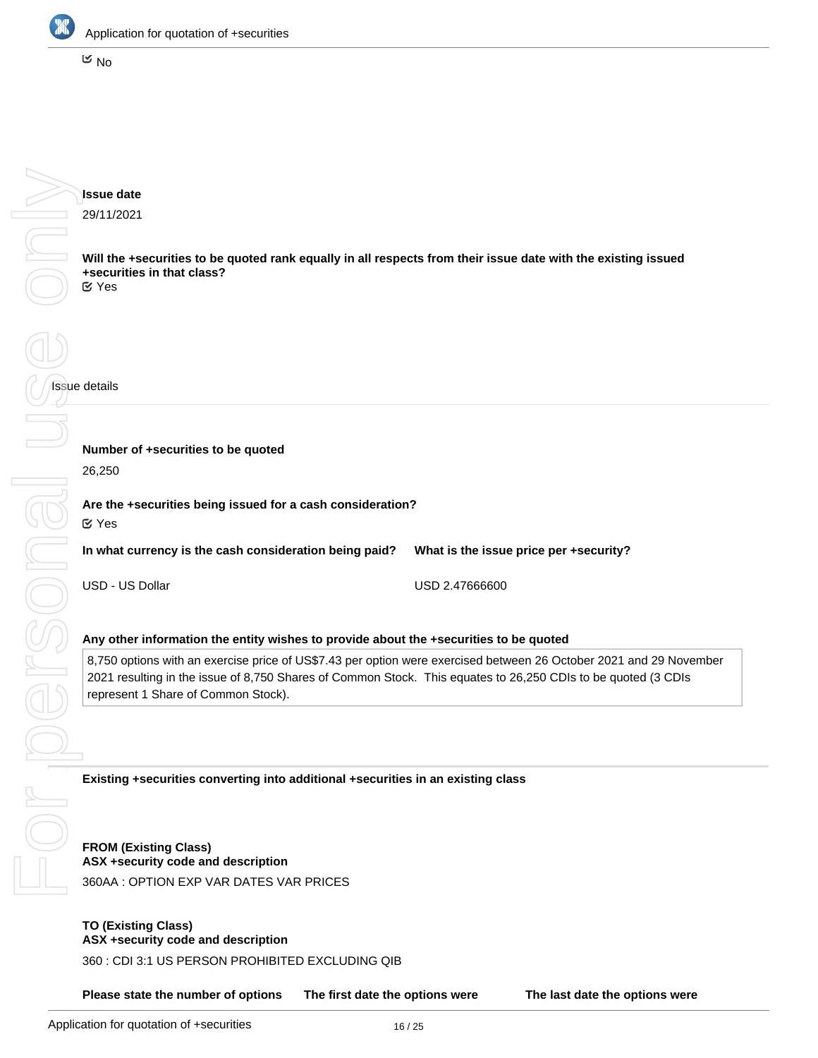☑ No

**Issue date**

29/11/2021

**Will the +securities to be quoted rank equally in all respects from their issue date with the existing issued +securities in that class?**

☑ Yes

Issue details

**Number of +securities to be quoted**

26,250

**Are the +securities being issued for a cash consideration?**

☑ Yes

| In what currency is the cash consideration being paid? | What is the issue price per +security? |
|---|---|
| USD - US Dollar | USD 2.47666600 |

**Any other information the entity wishes to provide about the +securities to be quoted**

8,750 options with an exercise price of US$7.43 per option were exercised between 26 October 2021 and 29 November 2021 resulting in the issue of 8,750 Shares of Common Stock. This equates to 26,250 CDIs to be quoted (3 CDIs represent 1 Share of Common Stock).

**Existing +securities converting into additional +securities in an existing class**

**FROM (Existing Class)**
**ASX +security code and description**

360AA : OPTION EXP VAR DATES VAR PRICES

**TO (Existing Class)**
**ASX +security code and description**

360 : CDI 3:1 US PERSON PROHIBITED EXCLUDING QIB

| Please state the number of options | The first date the options were | The last date the options were |
|---|---|---|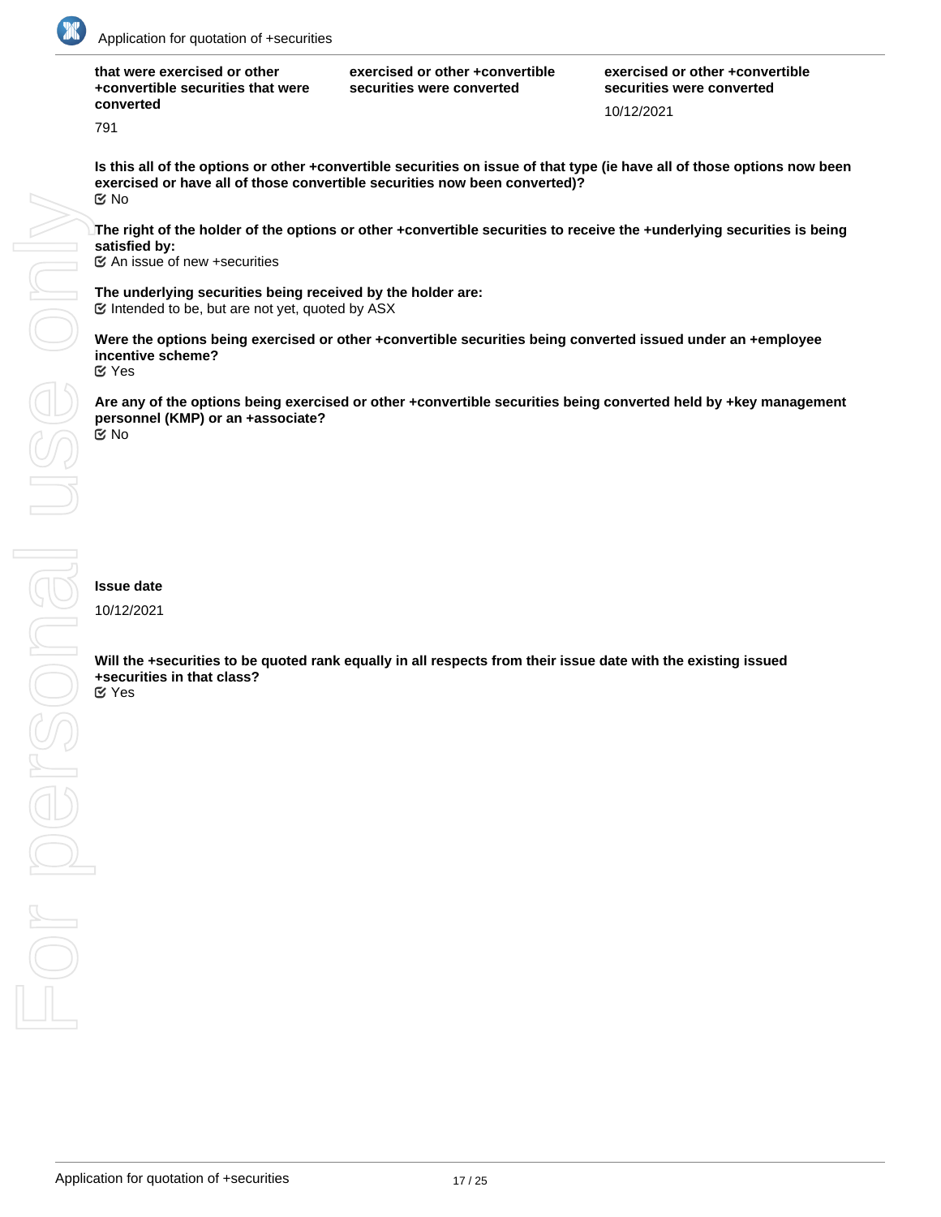| that were exercised or other +convertible securities that were converted | exercised or other +convertible securities were converted | exercised or other +convertible securities were converted |
|---|---|---|
| 791 | | 10/12/2021 |

**Is this all of the options or other +convertible securities on issue of that type (ie have all of those options now been exercised or have all of those convertible securities now been converted)?**
☑ No

**The right of the holder of the options or other +convertible securities to receive the +underlying securities is being satisfied by:**
☑ An issue of new +securities

**The underlying securities being received by the holder are:**
☑ Intended to be, but are not yet, quoted by ASX

**Were the options being exercised or other +convertible securities being converted issued under an +employee incentive scheme?**
☑ Yes

**Are any of the options being exercised or other +convertible securities being converted held by +key management personnel (KMP) or an +associate?**
☑ No

**Issue date**

10/12/2021

**Will the +securities to be quoted rank equally in all respects from their issue date with the existing issued +securities in that class?**
☑ Yes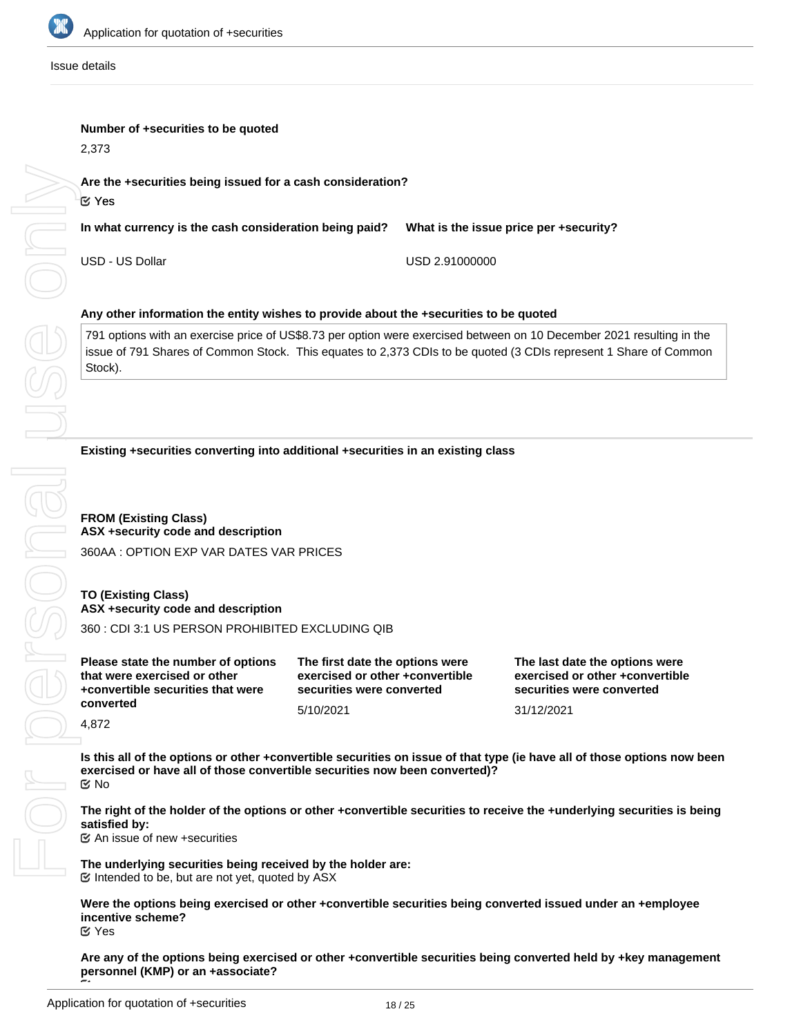Issue details

**Number of +securities to be quoted**

2,373

**Are the +securities being issued for a cash consideration?**

☑ Yes

**In what currency is the cash consideration being paid?**

USD - US Dollar

**What is the issue price per +security?**

USD 2.91000000

**Any other information the entity wishes to provide about the +securities to be quoted**

791 options with an exercise price of US$8.73 per option were exercised between on 10 December 2021 resulting in the issue of 791 Shares of Common Stock. This equates to 2,373 CDIs to be quoted (3 CDIs represent 1 Share of Common Stock).

**Existing +securities converting into additional +securities in an existing class**

**FROM (Existing Class)**
**ASX +security code and description**

360AA : OPTION EXP VAR DATES VAR PRICES

**TO (Existing Class)**
**ASX +security code and description**

360 : CDI 3:1 US PERSON PROHIBITED EXCLUDING QIB

**Please state the number of options that were exercised or other +convertible securities that were converted**

4,872

**The first date the options were exercised or other +convertible securities were converted**

5/10/2021

**The last date the options were exercised or other +convertible securities were converted**

31/12/2021

**Is this all of the options or other +convertible securities on issue of that type (ie have all of those options now been exercised or have all of those convertible securities now been converted)?**

☑ No

**The right of the holder of the options or other +convertible securities to receive the +underlying securities is being satisfied by:**

☑ An issue of new +securities

**The underlying securities being received by the holder are:**

☑ Intended to be, but are not yet, quoted by ASX

**Were the options being exercised or other +convertible securities being converted issued under an +employee incentive scheme?**

☑ Yes

**Are any of the options being exercised or other +convertible securities being converted held by +key management personnel (KMP) or an +associate?**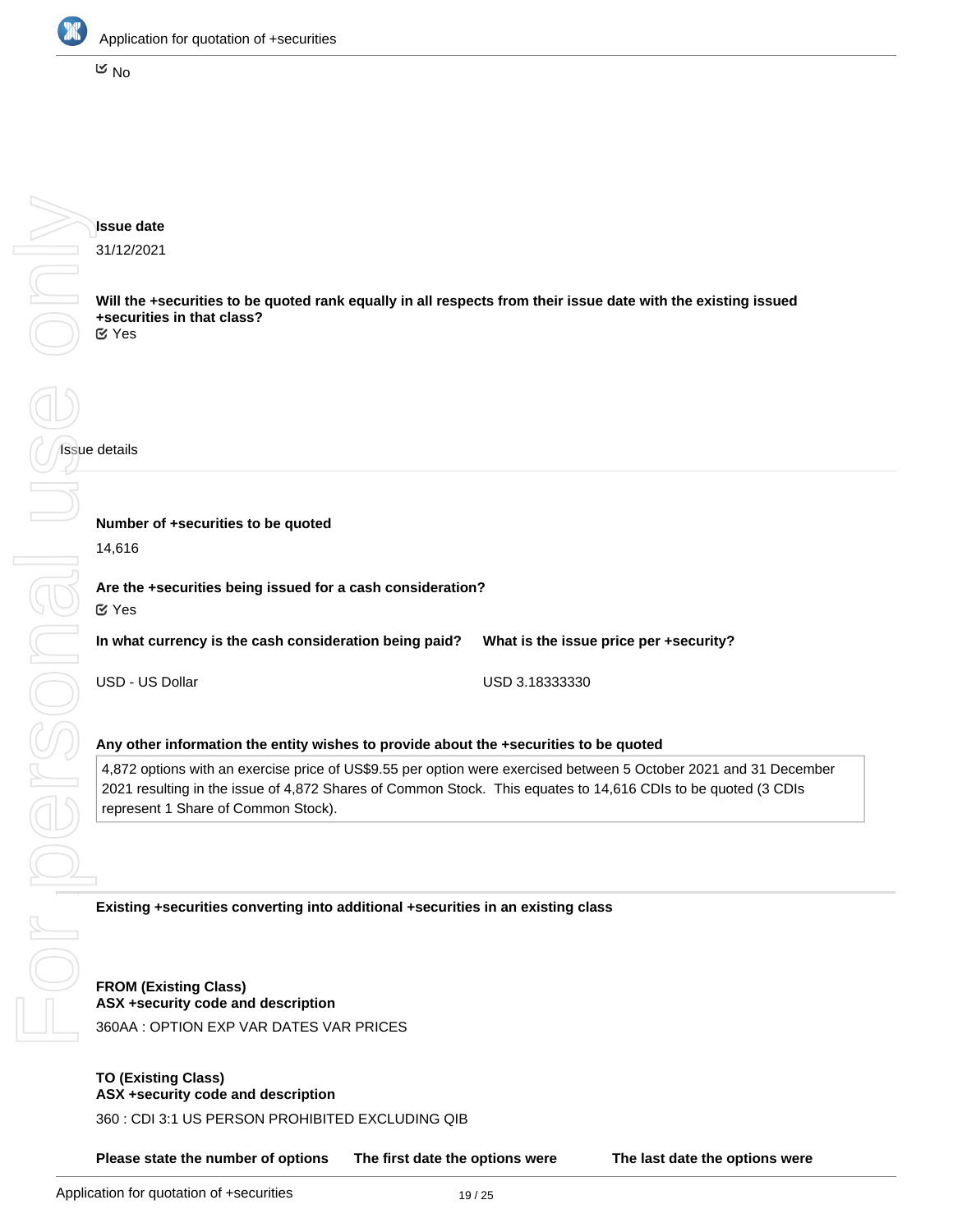☑ No

**Issue date**

31/12/2021

**Will the +securities to be quoted rank equally in all respects from their issue date with the existing issued +securities in that class?**

☑ Yes

Issue details

**Number of +securities to be quoted**

14,616

**Are the +securities being issued for a cash consideration?**

☑ Yes

| In what currency is the cash consideration being paid? | What is the issue price per +security? |
| --- | --- |
| USD - US Dollar | USD 3.18333330 |

**Any other information the entity wishes to provide about the +securities to be quoted**

4,872 options with an exercise price of US$9.55 per option were exercised between 5 October 2021 and 31 December 2021 resulting in the issue of 4,872 Shares of Common Stock. This equates to 14,616 CDIs to be quoted (3 CDIs represent 1 Share of Common Stock).

**Existing +securities converting into additional +securities in an existing class**

**FROM (Existing Class)**
**ASX +security code and description**

360AA : OPTION EXP VAR DATES VAR PRICES

**TO (Existing Class)**
**ASX +security code and description**

360 : CDI 3:1 US PERSON PROHIBITED EXCLUDING QIB

| Please state the number of options | The first date the options were | The last date the options were |
| --- | --- | --- |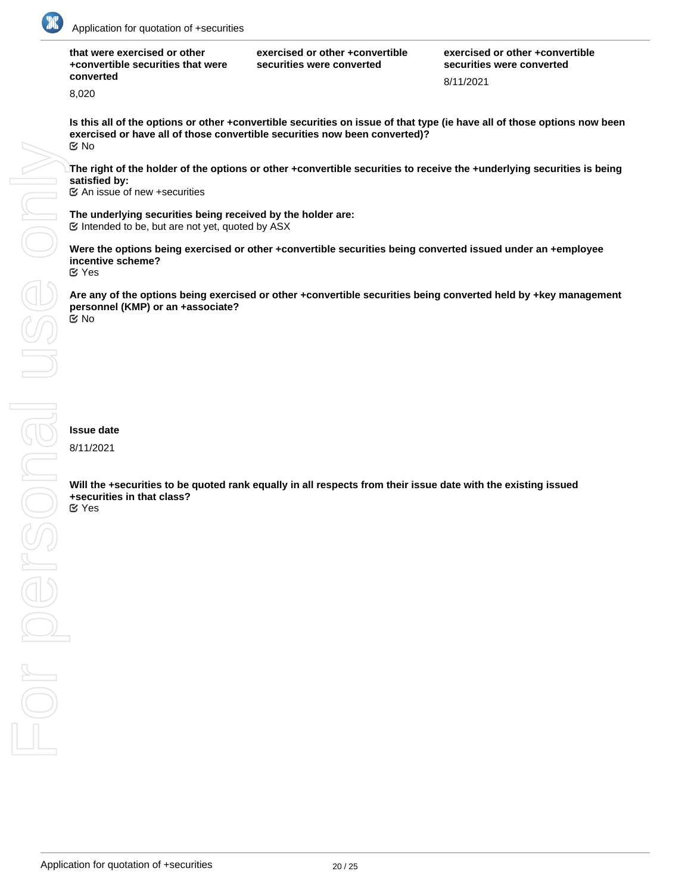| that were exercised or other +convertible securities that were converted | exercised or other +convertible securities were converted | exercised or other +convertible securities were converted |
| --- | --- | --- |
| 8,020 | | 8/11/2021 |

**Is this all of the options or other +convertible securities on issue of that type (ie have all of those options now been exercised or have all of those convertible securities now been converted)?**
☑ No

**The right of the holder of the options or other +convertible securities to receive the +underlying securities is being satisfied by:**
☑ An issue of new +securities

**The underlying securities being received by the holder are:**
☑ Intended to be, but are not yet, quoted by ASX

**Were the options being exercised or other +convertible securities being converted issued under an +employee incentive scheme?**
☑ Yes

**Are any of the options being exercised or other +convertible securities being converted held by +key management personnel (KMP) or an +associate?**
☑ No

**Issue date**

8/11/2021

**Will the +securities to be quoted rank equally in all respects from their issue date with the existing issued +securities in that class?**
☑ Yes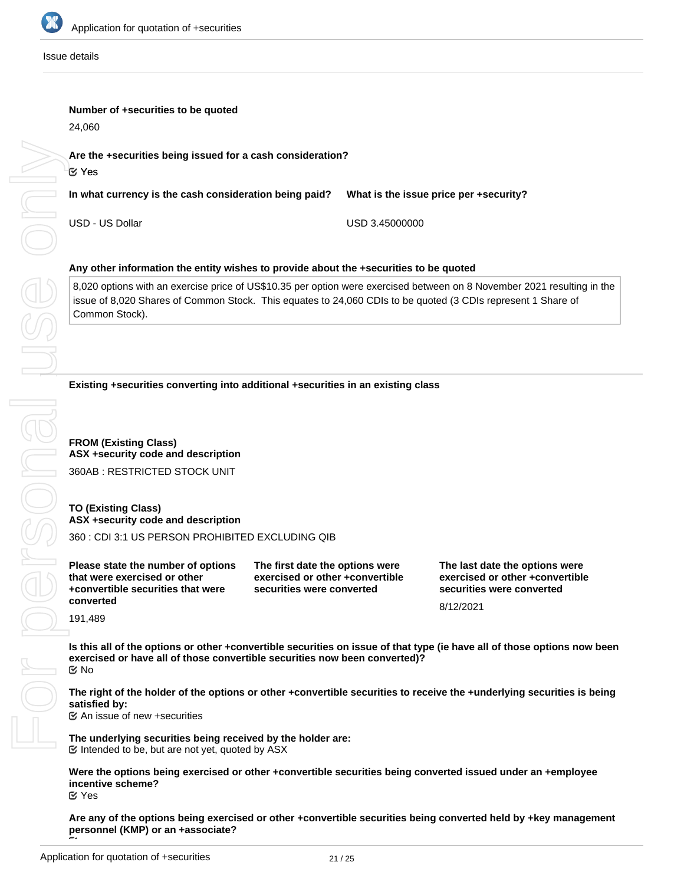Issue details

**Number of +securities to be quoted**

24,060

**Are the +securities being issued for a cash consideration?**

☑ Yes

**In what currency is the cash consideration being paid?**

USD - US Dollar

**What is the issue price per +security?**

USD 3.45000000

**Any other information the entity wishes to provide about the +securities to be quoted**

8,020 options with an exercise price of US$10.35 per option were exercised between on 8 November 2021 resulting in the issue of 8,020 Shares of Common Stock. This equates to 24,060 CDIs to be quoted (3 CDIs represent 1 Share of Common Stock).

**Existing +securities converting into additional +securities in an existing class**

**FROM (Existing Class)**
**ASX +security code and description**

360AB : RESTRICTED STOCK UNIT

**TO (Existing Class)**
**ASX +security code and description**

360 : CDI 3:1 US PERSON PROHIBITED EXCLUDING QIB

| Please state the number of options that were exercised or other +convertible securities that were converted | The first date the options were exercised or other +convertible securities were converted | The last date the options were exercised or other +convertible securities were converted |
|---|---|---|
| 191,489 | | 8/12/2021 |

**Is this all of the options or other +convertible securities on issue of that type (ie have all of those options now been exercised or have all of those convertible securities now been converted)?**

☑ No

**The right of the holder of the options or other +convertible securities to receive the +underlying securities is being satisfied by:**

☑ An issue of new +securities

**The underlying securities being received by the holder are:**

☑ Intended to be, but are not yet, quoted by ASX

**Were the options being exercised or other +convertible securities being converted issued under an +employee incentive scheme?**

☑ Yes

**Are any of the options being exercised or other +convertible securities being converted held by +key management personnel (KMP) or an +associate?**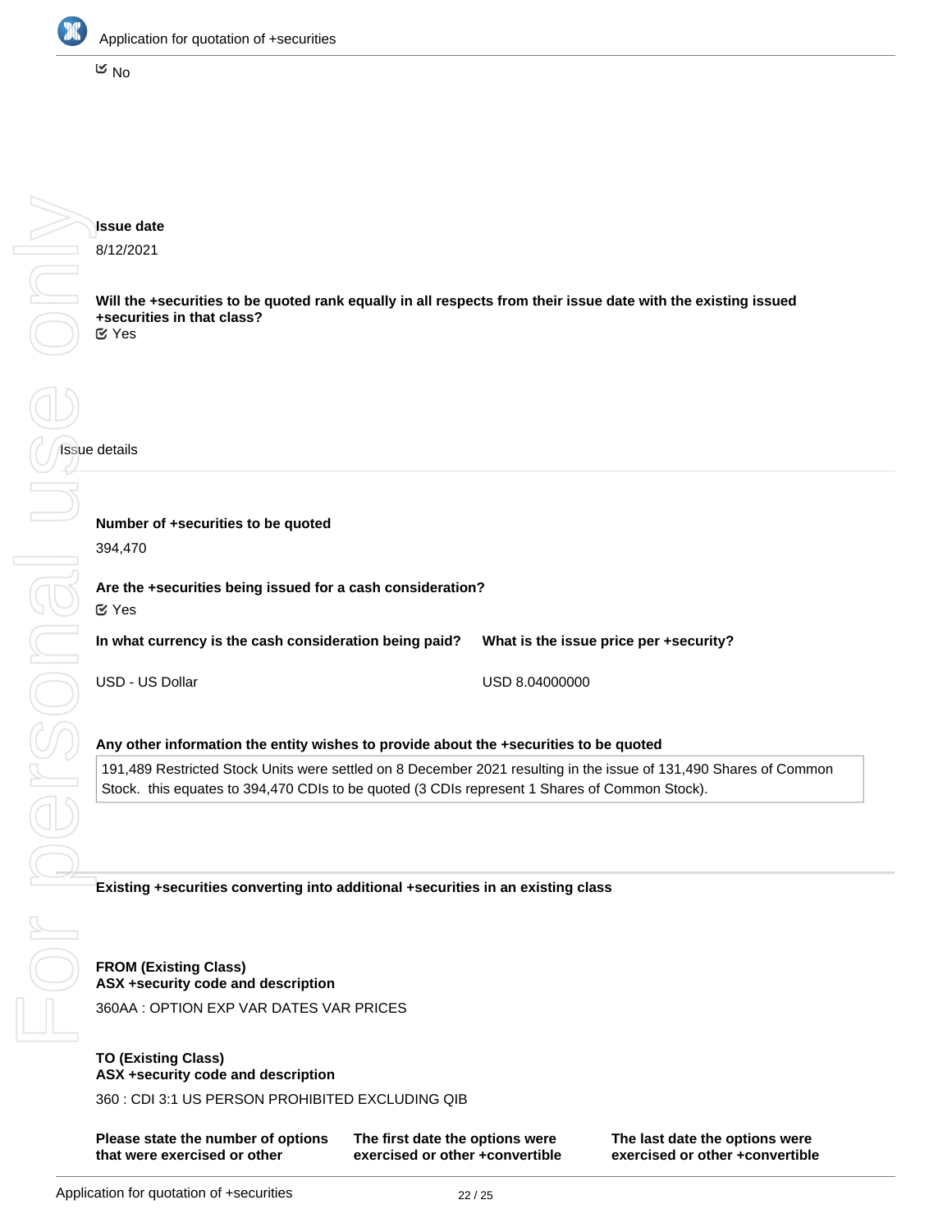☑ No

**Issue date**

8/12/2021

**Will the +securities to be quoted rank equally in all respects from their issue date with the existing issued +securities in that class?**

☑ Yes

Issue details

**Number of +securities to be quoted**

394,470

**Are the +securities being issued for a cash consideration?**

☑ Yes

| In what currency is the cash consideration being paid? | What is the issue price per +security? |
| --- | --- |
| USD - US Dollar | USD 8.04000000 |

**Any other information the entity wishes to provide about the +securities to be quoted**

191,489 Restricted Stock Units were settled on 8 December 2021 resulting in the issue of 131,490 Shares of Common Stock. this equates to 394,470 CDIs to be quoted (3 CDIs represent 1 Shares of Common Stock).

**Existing +securities converting into additional +securities in an existing class**

**FROM (Existing Class)**
**ASX +security code and description**

360AA : OPTION EXP VAR DATES VAR PRICES

**TO (Existing Class)**
**ASX +security code and description**

360 : CDI 3:1 US PERSON PROHIBITED EXCLUDING QIB

| Please state the number of options that were exercised or other | The first date the options were exercised or other +convertible | The last date the options were exercised or other +convertible |
| --- | --- | --- |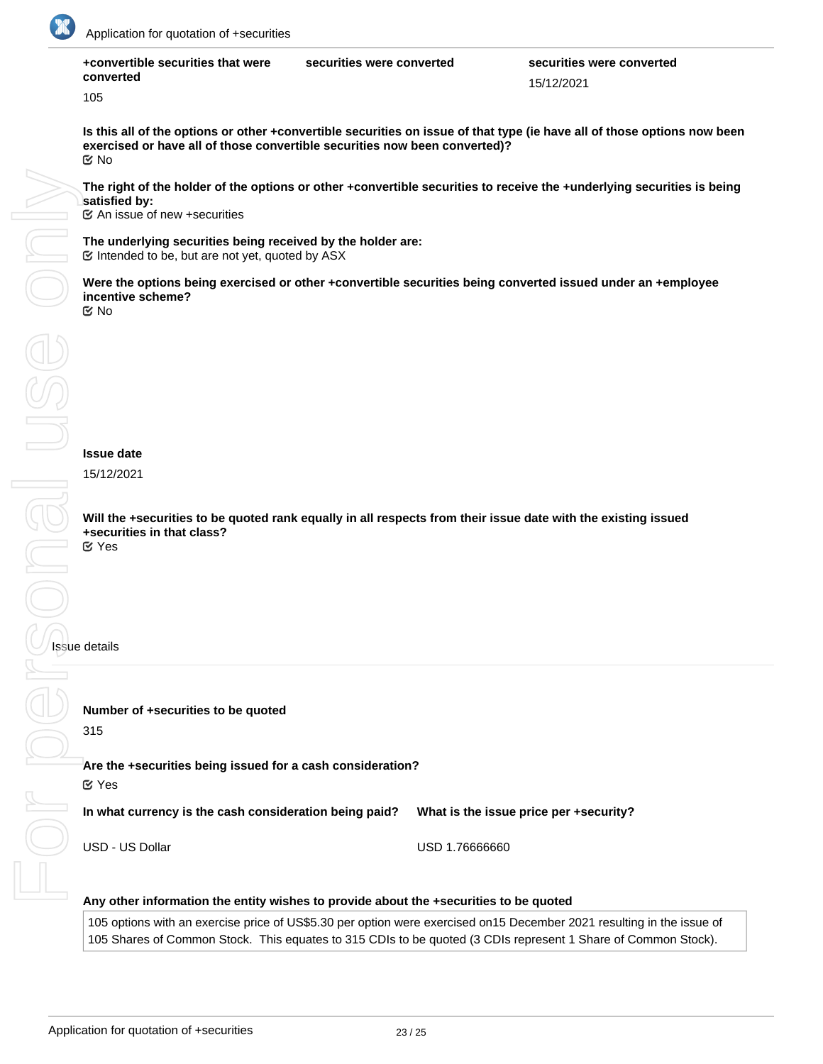| +convertible securities that were converted | securities were converted | securities were converted |
| --- | --- | --- |
| 105 | | 15/12/2021 |

**Is this all of the options or other +convertible securities on issue of that type (ie have all of those options now been exercised or have all of those convertible securities now been converted)?**

☑ No

**The right of the holder of the options or other +convertible securities to receive the +underlying securities is being satisfied by:**

☑ An issue of new +securities

**The underlying securities being received by the holder are:**

☑ Intended to be, but are not yet, quoted by ASX

**Were the options being exercised or other +convertible securities being converted issued under an +employee incentive scheme?**

☑ No

**Issue date**

15/12/2021

**Will the +securities to be quoted rank equally in all respects from their issue date with the existing issued +securities in that class?**

☑ Yes

Issue details

**Number of +securities to be quoted**

315

**Are the +securities being issued for a cash consideration?**

☑ Yes

| In what currency is the cash consideration being paid? | What is the issue price per +security? |
| --- | --- |
| USD - US Dollar | USD 1.76666660 |

**Any other information the entity wishes to provide about the +securities to be quoted**

105 options with an exercise price of US$5.30 per option were exercised on15 December 2021 resulting in the issue of 105 Shares of Common Stock. This equates to 315 CDIs to be quoted (3 CDIs represent 1 Share of Common Stock).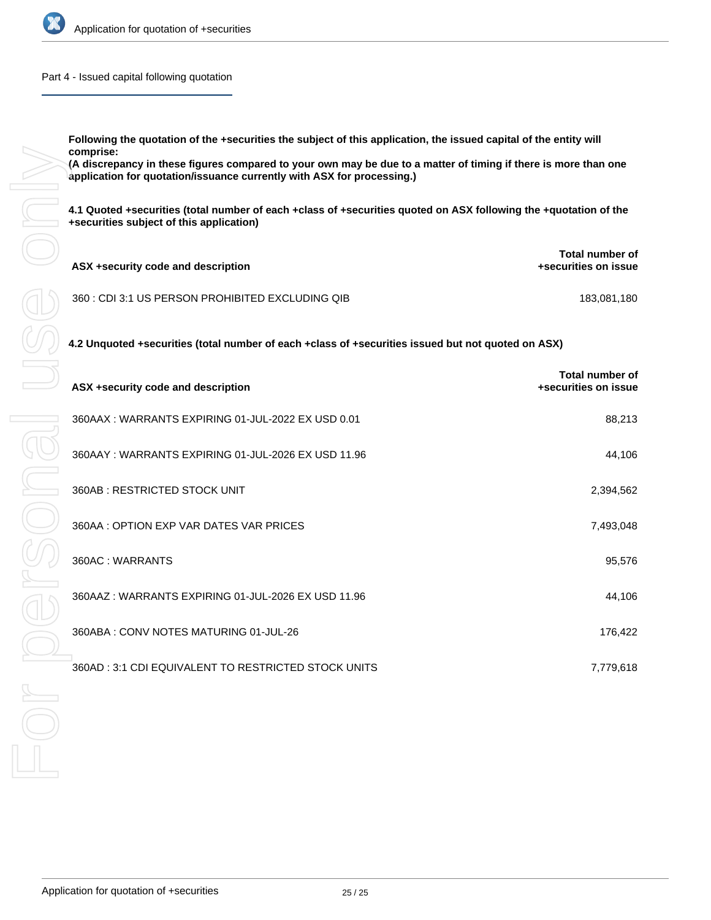## Part 4 - Issued capital following quotation

**Following the quotation of the +securities the subject of this application, the issued capital of the entity will comprise:**
**(A discrepancy in these figures compared to your own may be due to a matter of timing if there is more than one application for quotation/issuance currently with ASX for processing.)**

**4.1 Quoted +securities (total number of each +class of +securities quoted on ASX following the +quotation of the +securities subject of this application)**

| ASX +security code and description | Total number of +securities on issue |
|---|---|
| 360 : CDI 3:1 US PERSON PROHIBITED EXCLUDING QIB | 183,081,180 |

**4.2 Unquoted +securities (total number of each +class of +securities issued but not quoted on ASX)**

| ASX +security code and description | Total number of +securities on issue |
|---|---|
| 360AAX : WARRANTS EXPIRING 01-JUL-2022 EX USD 0.01 | 88,213 |
| 360AAY : WARRANTS EXPIRING 01-JUL-2026 EX USD 11.96 | 44,106 |
| 360AB : RESTRICTED STOCK UNIT | 2,394,562 |
| 360AA : OPTION EXP VAR DATES VAR PRICES | 7,493,048 |
| 360AC : WARRANTS | 95,576 |
| 360AAZ : WARRANTS EXPIRING 01-JUL-2026 EX USD 11.96 | 44,106 |
| 360ABA : CONV NOTES MATURING 01-JUL-26 | 176,422 |
| 360AD : 3:1 CDI EQUIVALENT TO RESTRICTED STOCK UNITS | 7,779,618 |